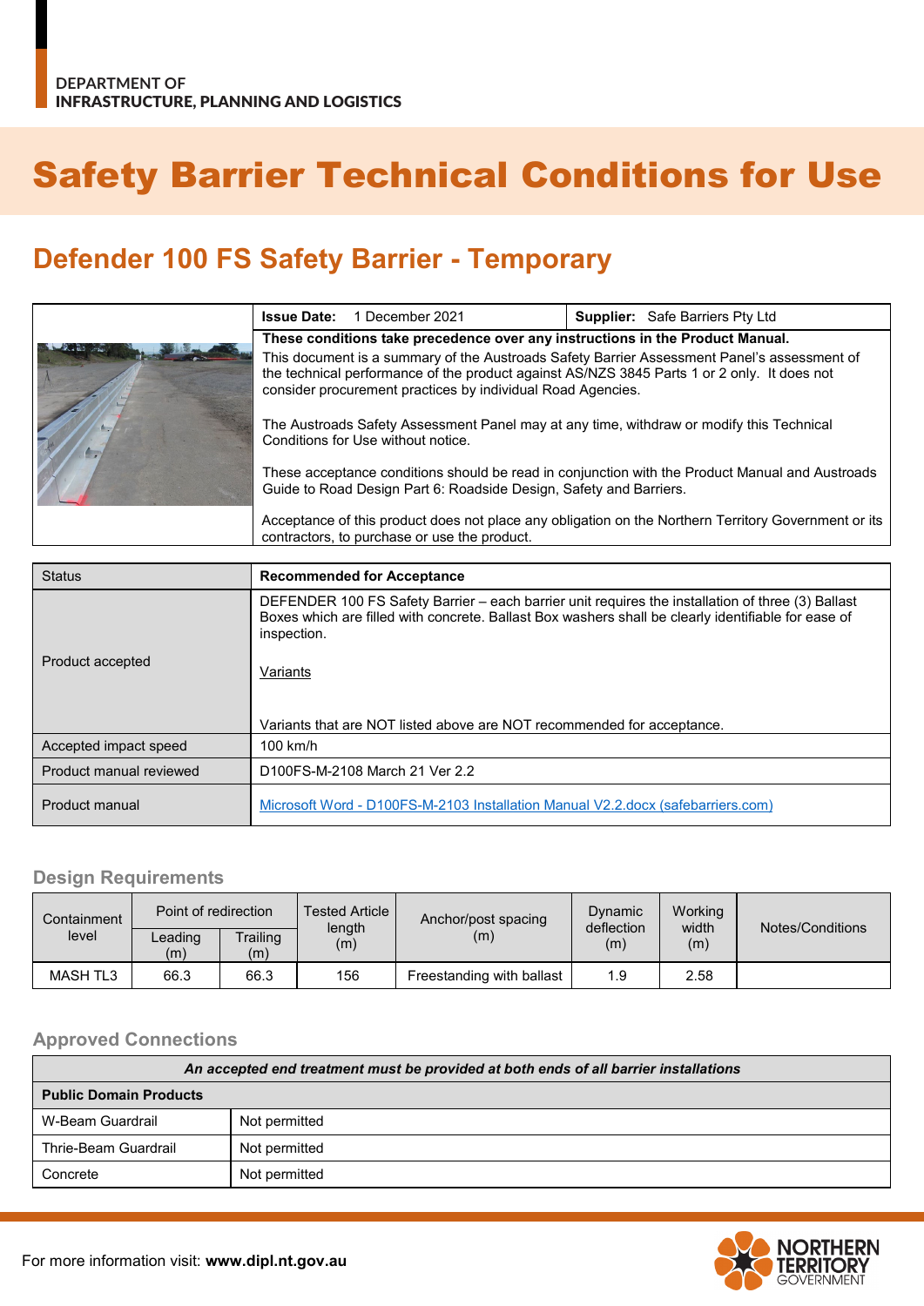DEPARTMENT OF
INFRASTRUCTURE, PLANNING AND LOGISTICS

# Safety Barrier Technical Conditions for Use

## Defender 100 FS Safety Barrier - Temporary

| | **Issue Date:** 1 December 2021 | **Supplier:** Safe Barriers Pty Ltd |
|---|---|---|
| | **These conditions take precedence over any instructions in the Product Manual.**<br>This document is a summary of the Austroads Safety Barrier Assessment Panel's assessment of the technical performance of the product against AS/NZS 3845 Parts 1 or 2 only. It does not consider procurement practices by individual Road Agencies.<br><br>The Austroads Safety Assessment Panel may at any time, withdraw or modify this Technical Conditions for Use without notice.<br><br>These acceptance conditions should be read in conjunction with the Product Manual and Austroads Guide to Road Design Part 6: Roadside Design, Safety and Barriers.<br><br>Acceptance of this product does not place any obligation on the Northern Territory Government or its contractors, to purchase or use the product. | |

| Status | **Recommended for Acceptance** |
|---|---|
| Product accepted | DEFENDER 100 FS Safety Barrier – each barrier unit requires the installation of three (3) Ballast Boxes which are filled with concrete. Ballast Box washers shall be clearly identifiable for ease of inspection.<br><br>Variants<br><br>Variants that are NOT listed above are NOT recommended for acceptance. |
| Accepted impact speed | 100 km/h |
| Product manual reviewed | D100FS-M-2108 March 21 Ver 2.2 |
| Product manual | [Microsoft Word - D100FS-M-2103 Installation Manual V2.2.docx (safebarriers.com)] |

### Design Requirements

| Containment level | Point of redirection | | Tested Article length (m) | Anchor/post spacing (m) | Dynamic deflection (m) | Working width (m) | Notes/Conditions |
|---|---|---|---|---|---|---|---|
| | Leading (m) | Trailing (m) | | | | | |
| MASH TL3 | 66.3 | 66.3 | 156 | Freestanding with ballast | 1.9 | 2.58 | |

### Approved Connections

| *An accepted end treatment must be provided at both ends of all barrier installations* | |
|---|---|
| **Public Domain Products** | |
| W-Beam Guardrail | Not permitted |
| Thrie-Beam Guardrail | Not permitted |
| Concrete | Not permitted |

For more information visit: **www.dipl.nt.gov.au**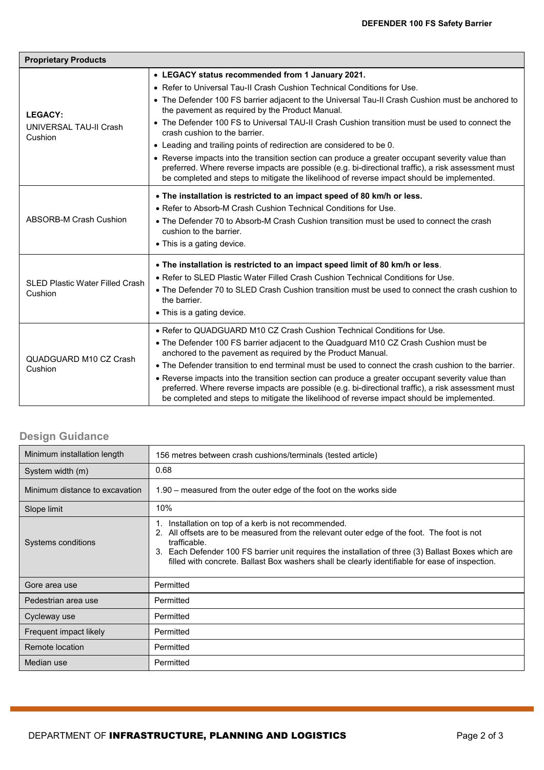| Proprietary Products | |
|---|---|
| **LEGACY:** UNIVERSAL TAU-II Crash Cushion | • **LEGACY status recommended from 1 January 2021.** • Refer to Universal Tau-II Crash Cushion Technical Conditions for Use. • The Defender 100 FS barrier adjacent to the Universal Tau-II Crash Cushion must be anchored to the pavement as required by the Product Manual. • The Defender 100 FS to Universal TAU-II Crash Cushion transition must be used to connect the crash cushion to the barrier. • Leading and trailing points of redirection are considered to be 0. • Reverse impacts into the transition section can produce a greater occupant severity value than preferred. Where reverse impacts are possible (e.g. bi-directional traffic), a risk assessment must be completed and steps to mitigate the likelihood of reverse impact should be implemented. |
| ABSORB-M Crash Cushion | • **The installation is restricted to an impact speed of 80 km/h or less.** • Refer to Absorb-M Crash Cushion Technical Conditions for Use. • The Defender 70 to Absorb-M Crash Cushion transition must be used to connect the crash cushion to the barrier. • This is a gating device. |
| SLED Plastic Water Filled Crash Cushion | • **The installation is restricted to an impact speed limit of 80 km/h or less**. • Refer to SLED Plastic Water Filled Crash Cushion Technical Conditions for Use. • The Defender 70 to SLED Crash Cushion transition must be used to connect the crash cushion to the barrier. • This is a gating device. |
| QUADGUARD M10 CZ Crash Cushion | • Refer to QUADGUARD M10 CZ Crash Cushion Technical Conditions for Use. • The Defender 100 FS barrier adjacent to the Quadguard M10 CZ Crash Cushion must be anchored to the pavement as required by the Product Manual. • The Defender transition to end terminal must be used to connect the crash cushion to the barrier. • Reverse impacts into the transition section can produce a greater occupant severity value than preferred. Where reverse impacts are possible (e.g. bi-directional traffic), a risk assessment must be completed and steps to mitigate the likelihood of reverse impact should be implemented. |

## Design Guidance

| | |
|---|---|
| Minimum installation length | 156 metres between crash cushions/terminals (tested article) |
| System width (m) | 0.68 |
| Minimum distance to excavation | 1.90 – measured from the outer edge of the foot on the works side |
| Slope limit | 10% |
| Systems conditions | 1. Installation on top of a kerb is not recommended. 2. All offsets are to be measured from the relevant outer edge of the foot. The foot is not trafficable. 3. Each Defender 100 FS barrier unit requires the installation of three (3) Ballast Boxes which are filled with concrete. Ballast Box washers shall be clearly identifiable for ease of inspection. |
| Gore area use | Permitted |
| Pedestrian area use | Permitted |
| Cycleway use | Permitted |
| Frequent impact likely | Permitted |
| Remote location | Permitted |
| Median use | Permitted |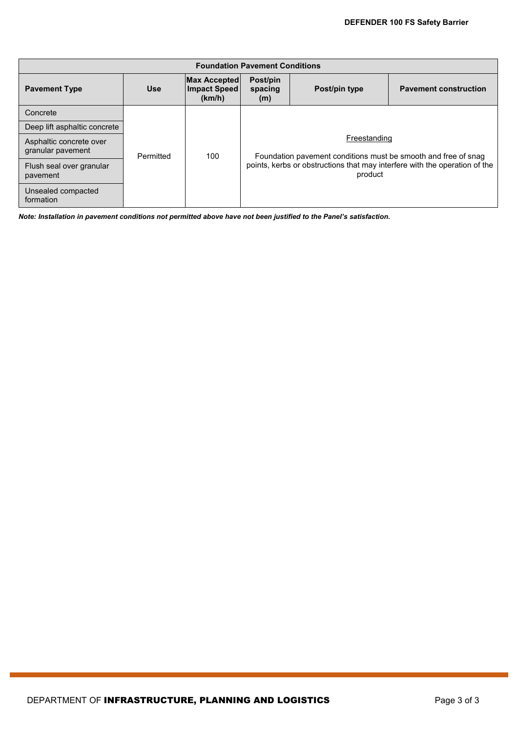| Foundation Pavement Conditions | | | | | |
|---|---|---|---|---|---|
| **Pavement Type** | **Use** | **Max Accepted Impact Speed (km/h)** | **Post/pin spacing (m)** | **Post/pin type** | **Pavement construction** |
| Concrete | Permitted | 100 | Freestanding<br>Foundation pavement conditions must be smooth and free of snag points, kerbs or obstructions that may interfere with the operation of the product | | |
| Deep lift asphaltic concrete | | | | | |
| Asphaltic concrete over granular pavement | | | | | |
| Flush seal over granular pavement | | | | | |
| Unsealed compacted formation | | | | | |

***Note: Installation in pavement conditions not permitted above have not been justified to the Panel's satisfaction.***